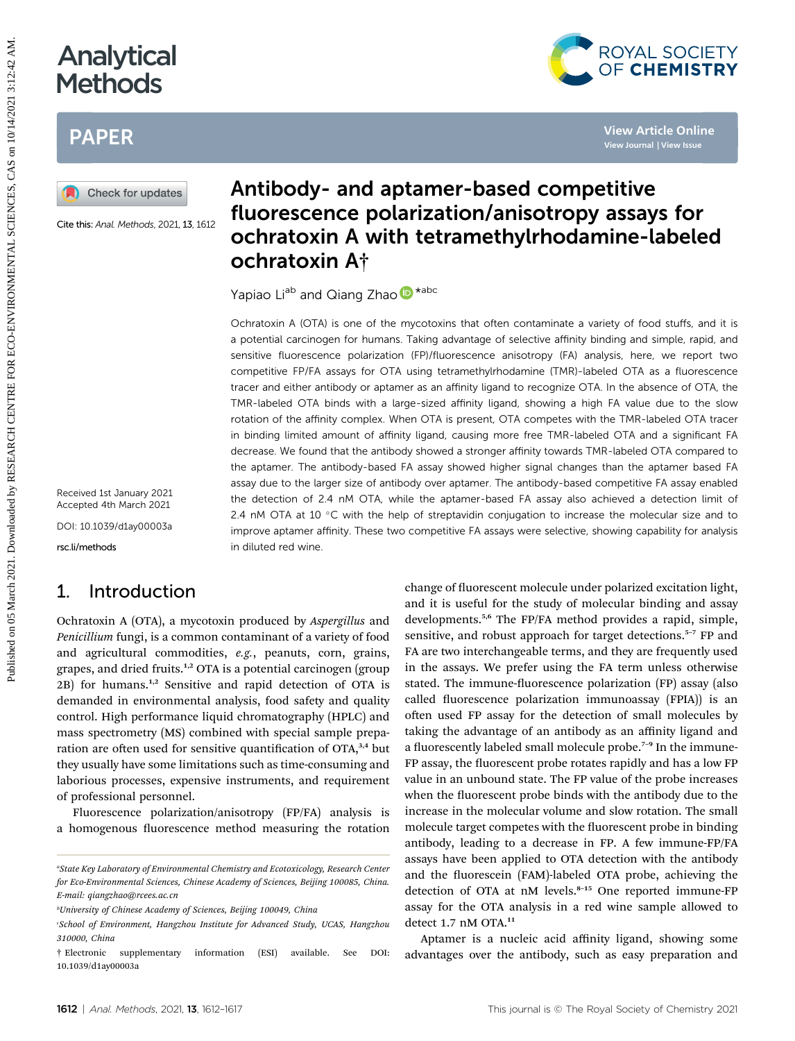# Antibody- and aptamer-based competitive fluorescence polarization/anisotropy assays for ochratoxin A with tetramethylrhodamine-labeled ochratoxin A†

Yapiao Li[ab] and Qiang Zhao *[abc]

Cite this: *Anal. Methods*, 2021, **13**, 1612

Received 1st January 2021
Accepted 4th March 2021

DOI: 10.1039/d1ay00003a

rsc.li/methods

Ochratoxin A (OTA) is one of the mycotoxins that often contaminate a variety of food stuffs, and it is a potential carcinogen for humans. Taking advantage of selective affinity binding and simple, rapid, and sensitive fluorescence polarization (FP)/fluorescence anisotropy (FA) analysis, here, we report two competitive FP/FA assays for OTA using tetramethylrhodamine (TMR)-labeled OTA as a fluorescence tracer and either antibody or aptamer as an affinity ligand to recognize OTA. In the absence of OTA, the TMR-labeled OTA binds with a large-sized affinity ligand, showing a high FA value due to the slow rotation of the affinity complex. When OTA is present, OTA competes with the TMR-labeled OTA tracer in binding limited amount of affinity ligand, causing more free TMR-labeled OTA and a significant FA decrease. We found that the antibody showed a stronger affinity towards TMR-labeled OTA compared to the aptamer. The antibody-based FA assay showed higher signal changes than the aptamer based FA assay due to the larger size of antibody over aptamer. The antibody-based competitive FA assay enabled the detection of 2.4 nM OTA, while the aptamer-based FA assay also achieved a detection limit of 2.4 nM OTA at 10 °C with the help of streptavidin conjugation to increase the molecular size and to improve aptamer affinity. These two competitive FA assays were selective, showing capability for analysis in diluted red wine.

## 1. Introduction

Ochratoxin A (OTA), a mycotoxin produced by *Aspergillus* and *Penicillium* fungi, is a common contaminant of a variety of food and agricultural commodities, *e.g.*, peanuts, corn, grains, grapes, and dried fruits.[1,2] OTA is a potential carcinogen (group 2B) for humans.[1,2] Sensitive and rapid detection of OTA is demanded in environmental analysis, food safety and quality control. High performance liquid chromatography (HPLC) and mass spectrometry (MS) combined with special sample preparation are often used for sensitive quantification of OTA,[3,4] but they usually have some limitations such as time-consuming and laborious processes, expensive instruments, and requirement of professional personnel.

Fluorescence polarization/anisotropy (FP/FA) analysis is a homogenous fluorescence method measuring the rotation change of fluorescent molecule under polarized excitation light, and it is useful for the study of molecular binding and assay developments.[5,6] The FP/FA method provides a rapid, simple, sensitive, and robust approach for target detections.[5–7] FP and FA are two interchangeable terms, and they are frequently used in the assays. We prefer using the FA term unless otherwise stated. The immune-fluorescence polarization (FP) assay (also called fluorescence polarization immunoassay (FPIA)) is an often used FP assay for the detection of small molecules by taking the advantage of an antibody as an affinity ligand and a fluorescently labeled small molecule probe.[7–9] In the immune-FP assay, the fluorescent probe rotates rapidly and has a low FP value in an unbound state. The FP value of the probe increases when the fluorescent probe binds with the antibody due to the increase in the molecular volume and slow rotation. The small molecule target competes with the fluorescent probe in binding antibody, leading to a decrease in FP. A few immune-FP/FA assays have been applied to OTA detection with the antibody and the fluorescein (FAM)-labeled OTA probe, achieving the detection of OTA at nM levels.[8–15] One reported immune-FP assay for the OTA analysis in a red wine sample allowed to detect 1.7 nM OTA.[11]

Aptamer is a nucleic acid affinity ligand, showing some advantages over the antibody, such as easy preparation and

---

[a]State Key Laboratory of Environmental Chemistry and Ecotoxicology, Research Center for Eco-Environmental Sciences, Chinese Academy of Sciences, Beijing 100085, China. E-mail: qiangzhao@rcees.ac.cn

[b]University of Chinese Academy of Sciences, Beijing 100049, China

[c]School of Environment, Hangzhou Institute for Advanced Study, UCAS, Hangzhou 310000, China

† Electronic supplementary information (ESI) available. See DOI: 10.1039/d1ay00003a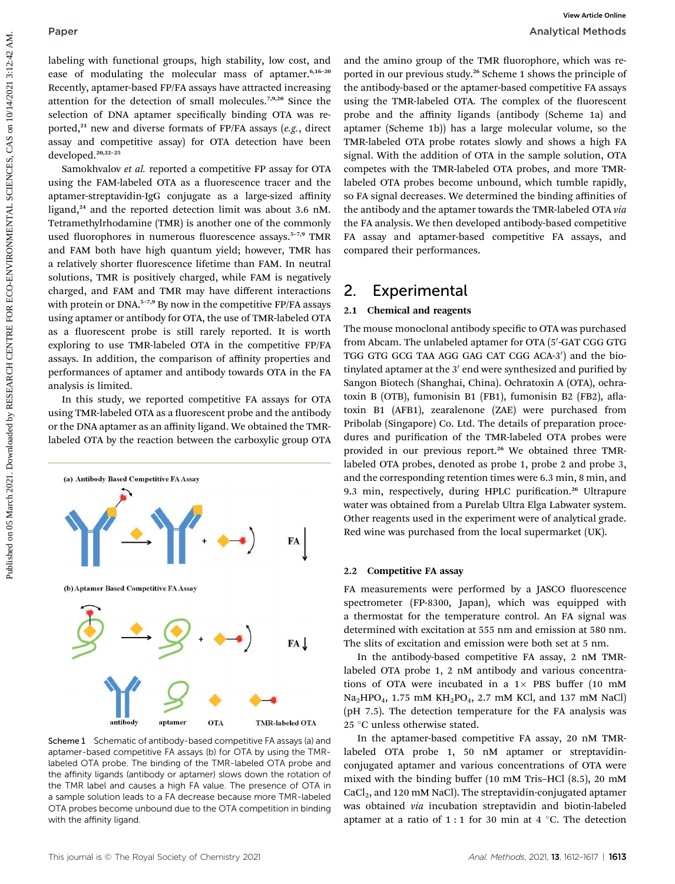labeling with functional groups, high stability, low cost, and ease of modulating the molecular mass of aptamer.[6,16–20] Recently, aptamer-based FP/FA assays have attracted increasing attention for the detection of small molecules.[7,9,20] Since the selection of DNA aptamer specifically binding OTA was reported,[21] new and diverse formats of FP/FA assays (*e.g.*, direct assay and competitive assay) for OTA detection have been developed.[20,22–25]

Samokhvalov *et al.* reported a competitive FP assay for OTA using the FAM-labeled OTA as a fluorescence tracer and the aptamer-streptavidin-IgG conjugate as a large-sized affinity ligand,[24] and the reported detection limit was about 3.6 nM. Tetramethylrhodamine (TMR) is another one of the commonly used fluorophores in numerous fluorescence assays.[5–7,9] TMR and FAM both have high quantum yield; however, TMR has a relatively shorter fluorescence lifetime than FAM. In neutral solutions, TMR is positively charged, while FAM is negatively charged, and FAM and TMR may have different interactions with protein or DNA.[5–7,9] By now in the competitive FP/FA assays using aptamer or antibody for OTA, the use of TMR-labeled OTA as a fluorescent probe is still rarely reported. It is worth exploring to use TMR-labeled OTA in the competitive FP/FA assays. In addition, the comparison of affinity properties and performances of aptamer and antibody towards OTA in the FA analysis is limited.

In this study, we reported competitive FA assays for OTA using TMR-labeled OTA as a fluorescent probe and the antibody or the DNA aptamer as an affinity ligand. We obtained the TMR-labeled OTA by the reaction between the carboxylic group OTA and the amino group of the TMR fluorophore, which was reported in our previous study.[26] Scheme 1 shows the principle of the antibody-based or the aptamer-based competitive FA assays using the TMR-labeled OTA. The complex of the fluorescent probe and the affinity ligands (antibody (Scheme 1a) and aptamer (Scheme 1b)) has a large molecular volume, so the TMR-labeled OTA probe rotates slowly and shows a high FA signal. With the addition of OTA in the sample solution, OTA competes with the TMR-labeled OTA probes, and more TMR-labeled OTA probes become unbound, which tumble rapidly, so FA signal decreases. We determined the binding affinities of the antibody and the aptamer towards the TMR-labeled OTA *via* the FA analysis. We then developed antibody-based competitive FA assay and aptamer-based competitive FA assays, and compared their performances.

Scheme 1 Schematic of antibody-based competitive FA assays (a) and aptamer-based competitive FA assays (b) for OTA by using the TMR-labeled OTA probe. The binding of the TMR-labeled OTA probe and the affinity ligands (antibody or aptamer) slows down the rotation of the TMR label and causes a high FA value. The presence of OTA in a sample solution leads to a FA decrease because more TMR-labeled OTA probes become unbound due to the OTA competition in binding with the affinity ligand.

## 2. Experimental

### 2.1 Chemical and reagents

The mouse monoclonal antibody specific to OTA was purchased from Abcam. The unlabeled aptamer for OTA (5′-GAT CGG GTG TGG GTG GCG TAA AGG GAG CAT CGG ACA-3′) and the biotinylated aptamer at the 3′ end were synthesized and purified by Sangon Biotech (Shanghai, China). Ochratoxin A (OTA), ochratoxin B (OTB), fumonisin B1 (FB1), fumonisin B2 (FB2), aflatoxin B1 (AFB1), zearalenone (ZAE) were purchased from Pribolab (Singapore) Co. Ltd. The details of preparation procedures and purification of the TMR-labeled OTA probes were provided in our previous report.[26] We obtained three TMR-labeled OTA probes, denoted as probe 1, probe 2 and probe 3, and the corresponding retention times were 6.3 min, 8 min, and 9.3 min, respectively, during HPLC purification.[26] Ultrapure water was obtained from a Purelab Ultra Elga Labwater system. Other reagents used in the experiment were of analytical grade. Red wine was purchased from the local supermarket (UK).

### 2.2 Competitive FA assay

FA measurements were performed by a JASCO fluorescence spectrometer (FP-8300, Japan), which was equipped with a thermostat for the temperature control. An FA signal was determined with excitation at 555 nm and emission at 580 nm. The slits of excitation and emission were both set at 5 nm.

In the antibody-based competitive FA assay, 2 nM TMR-labeled OTA probe 1, 2 nM antibody and various concentrations of OTA were incubated in a 1× PBS buffer (10 mM $Na_2HPO_4$, 1.75 mM $KH_2PO_4$, 2.7 mM KCl, and 137 mM NaCl) (pH 7.5). The detection temperature for the FA analysis was 25 °C unless otherwise stated.

In the aptamer-based competitive FA assay, 20 nM TMR-labeled OTA probe 1, 50 nM aptamer or streptavidin-conjugated aptamer and various concentrations of OTA were mixed with the binding buffer (10 mM Tris–HCl (8.5), 20 mM $CaCl_2$, and 120 mM NaCl). The streptavidin-conjugated aptamer was obtained *via* incubation streptavidin and biotin-labeled aptamer at a ratio of 1 : 1 for 30 min at 4 °C. The detection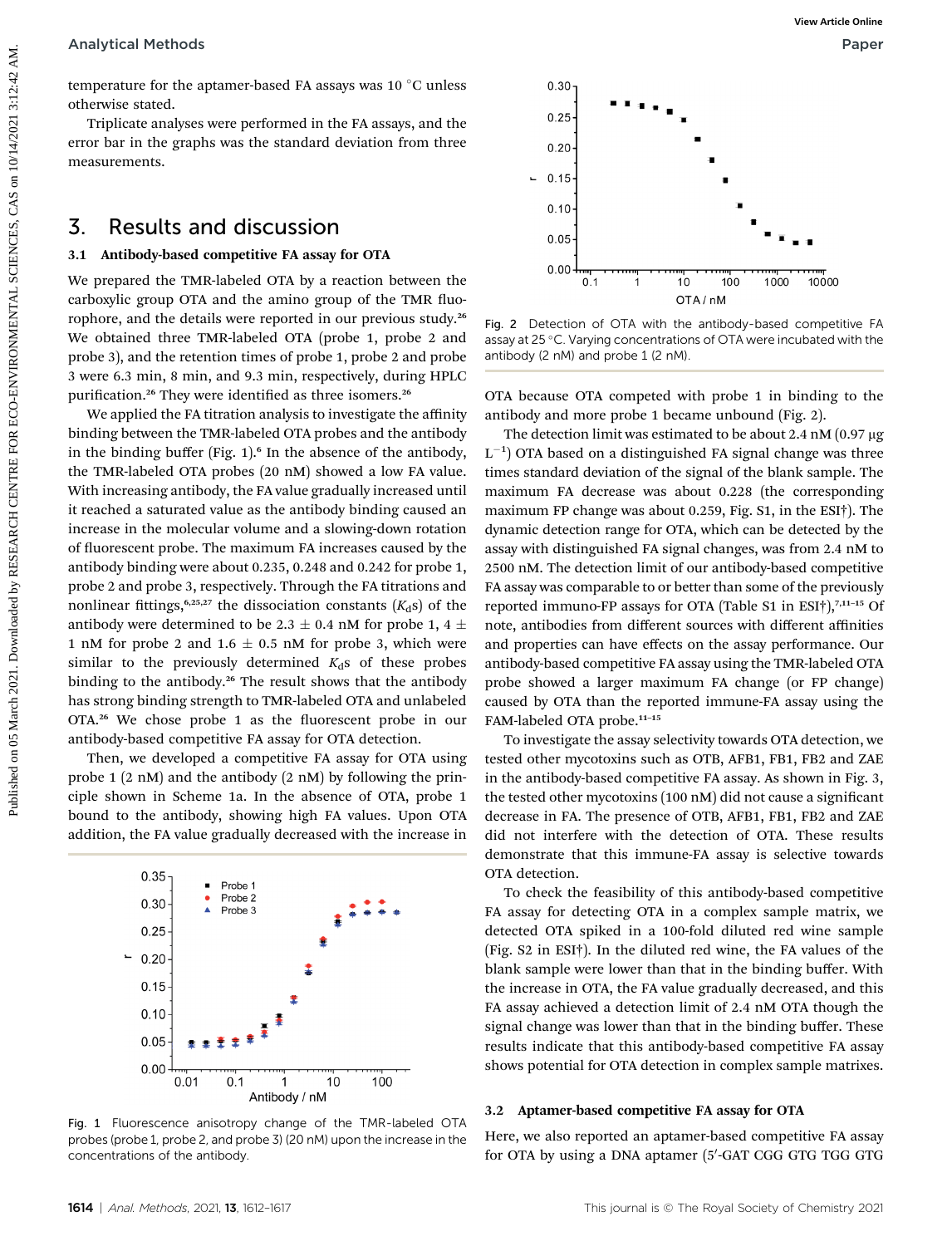temperature for the aptamer-based FA assays was 10 °C unless otherwise stated.

Triplicate analyses were performed in the FA assays, and the error bar in the graphs was the standard deviation from three measurements.

## 3. Results and discussion

### 3.1 Antibody-based competitive FA assay for OTA

We prepared the TMR-labeled OTA by a reaction between the carboxylic group OTA and the amino group of the TMR fluorophore, and the details were reported in our previous study.[26] We obtained three TMR-labeled OTA (probe 1, probe 2 and probe 3), and the retention times of probe 1, probe 2 and probe 3 were 6.3 min, 8 min, and 9.3 min, respectively, during HPLC purification.[26] They were identified as three isomers.[26]

We applied the FA titration analysis to investigate the affinity binding between the TMR-labeled OTA probes and the antibody in the binding buffer (Fig. 1).[6] In the absence of the antibody, the TMR-labeled OTA probes (20 nM) showed a low FA value. With increasing antibody, the FA value gradually increased until it reached a saturated value as the antibody binding caused an increase in the molecular volume and a slowing-down rotation of fluorescent probe. The maximum FA increases caused by the antibody binding were about 0.235, 0.248 and 0.242 for probe 1, probe 2 and probe 3, respectively. Through the FA titrations and nonlinear fittings,[6,25,27] the dissociation constants ($K_d$s) of the antibody were determined to be 2.3 ± 0.4 nM for probe 1, 4 ± 1 nM for probe 2 and 1.6 ± 0.5 nM for probe 3, which were similar to the previously determined $K_d$s of these probes binding to the antibody.[26] The result shows that the antibody has strong binding strength to TMR-labeled OTA and unlabeled OTA.[26] We chose probe 1 as the fluorescent probe in our antibody-based competitive FA assay for OTA detection.

Then, we developed a competitive FA assay for OTA using probe 1 (2 nM) and the antibody (2 nM) by following the principle shown in Scheme 1a. In the absence of OTA, probe 1 bound to the antibody, showing high FA values. Upon OTA addition, the FA value gradually decreased with the increase in OTA because OTA competed with probe 1 in binding to the antibody and more probe 1 became unbound (Fig. 2).

Fig. 1 Fluorescence anisotropy change of the TMR-labeled OTA probes (probe 1, probe 2, and probe 3) (20 nM) upon the increase in the concentrations of the antibody.

Fig. 2 Detection of OTA with the antibody-based competitive FA assay at 25 °C. Varying concentrations of OTA were incubated with the antibody (2 nM) and probe 1 (2 nM).

The detection limit was estimated to be about 2.4 nM (0.97 μg $L^{-1}$) OTA based on a distinguished FA signal change was three times standard deviation of the signal of the blank sample. The maximum FA decrease was about 0.228 (the corresponding maximum FP change was about 0.259, Fig. S1, in the ESI†). The dynamic detection range for OTA, which can be detected by the assay with distinguished FA signal changes, was from 2.4 nM to 2500 nM. The detection limit of our antibody-based competitive FA assay was comparable to or better than some of the previously reported immuno-FP assays for OTA (Table S1 in ESI†),[7,11–15] Of note, antibodies from different sources with different affinities and properties can have effects on the assay performance. Our antibody-based competitive FA assay using the TMR-labeled OTA probe showed a larger maximum FA change (or FP change) caused by OTA than the reported immune-FA assay using the FAM-labeled OTA probe.[11–15]

To investigate the assay selectivity towards OTA detection, we tested other mycotoxins such as OTB, AFB1, FB1, FB2 and ZAE in the antibody-based competitive FA assay. As shown in Fig. 3, the tested other mycotoxins (100 nM) did not cause a significant decrease in FA. The presence of OTB, AFB1, FB1, FB2 and ZAE did not interfere with the detection of OTA. These results demonstrate that this immune-FA assay is selective towards OTA detection.

To check the feasibility of this antibody-based competitive FA assay for detecting OTA in a complex sample matrix, we detected OTA spiked in a 100-fold diluted red wine sample (Fig. S2 in ESI†). In the diluted red wine, the FA values of the blank sample were lower than that in the binding buffer. With the increase in OTA, the FA value gradually decreased, and this FA assay achieved a detection limit of 2.4 nM OTA though the signal change was lower than that in the binding buffer. These results indicate that this antibody-based competitive FA assay shows potential for OTA detection in complex sample matrixes.

### 3.2 Aptamer-based competitive FA assay for OTA

Here, we also reported an aptamer-based competitive FA assay for OTA by using a DNA aptamer (5′-GAT CGG GTG TGG GTG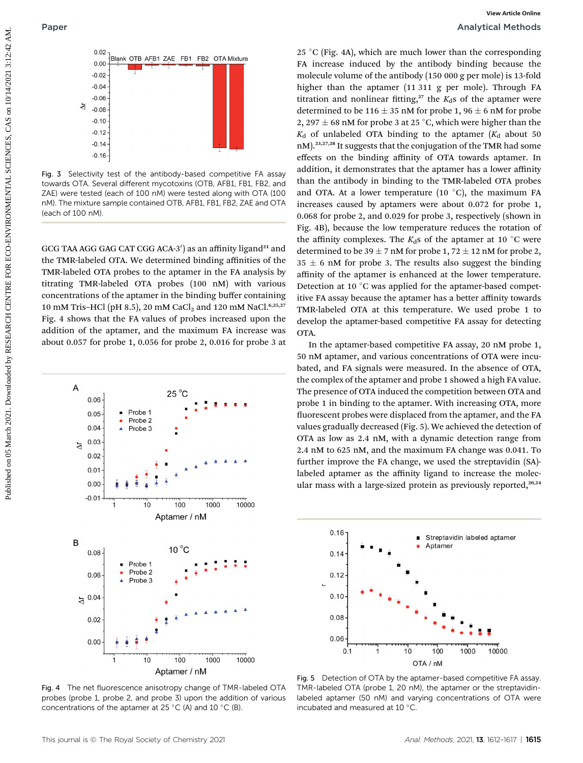Fig. 3 Selectivity test of the antibody-based competitive FA assay towards OTA. Several different mycotoxins (OTB, AFB1, FB1, FB2, and ZAE) were tested (each of 100 nM) were tested along with OTA (100 nM). The mixture sample contained OTB, AFB1, FB1, FB2, ZAE and OTA (each of 100 nM).

GCG TAA AGG GAG CAT CGG ACA-3′) as an affinity ligand[21] and the TMR-labeled OTA. We determined binding affinities of the TMR-labeled OTA probes to the aptamer in the FA analysis by titrating TMR-labeled OTA probes (100 nM) with various concentrations of the aptamer in the binding buffer containing 10 mM Tris–HCl (pH 8.5), 20 mM $CaCl_2$ and 120 mM NaCl.[6,25,27] Fig. 4 shows that the FA values of probes increased upon the addition of the aptamer, and the maximum FA increase was about 0.057 for probe 1, 0.056 for probe 2, 0.016 for probe 3 at 25 °C (Fig. 4A), which are much lower than the corresponding FA increase induced by the antibody binding because the molecule volume of the antibody (150 000 g per mole) is 13-fold higher than the aptamer (11 311 g per mole). Through FA titration and nonlinear fitting,[27] the $K_d$s of the aptamer were determined to be 116 ± 35 nM for probe 1, 96 ± 6 nM for probe 2, 297 ± 68 nM for probe 3 at 25 °C, which were higher than the $K_d$ of unlabeled OTA binding to the aptamer ($K_d$ about 50 nM).[23,27,28] It suggests that the conjugation of the TMR had some effects on the binding affinity of OTA towards aptamer. In addition, it demonstrates that the aptamer has a lower affinity than the antibody in binding to the TMR-labeled OTA probes and OTA. At a lower temperature (10 °C), the maximum FA increases caused by aptamers were about 0.072 for probe 1, 0.068 for probe 2, and 0.029 for probe 3, respectively (shown in Fig. 4B), because the low temperature reduces the rotation of the affinity complexes. The $K_d$s of the aptamer at 10 °C were determined to be 39 ± 7 nM for probe 1, 72 ± 12 nM for probe 2, 35 ± 6 nM for probe 3. The results also suggest the binding affinity of the aptamer is enhanced at the lower temperature. Detection at 10 °C was applied for the aptamer-based competitive FA assay because the aptamer has a better affinity towards TMR-labeled OTA at this temperature. We used probe 1 to develop the aptamer-based competitive FA assay for detecting OTA.

Fig. 4 The net fluorescence anisotropy change of TMR-labeled OTA probes (probe 1, probe 2, and probe 3) upon the addition of various concentrations of the aptamer at 25 °C (A) and 10 °C (B).

In the aptamer-based competitive FA assay, 20 nM probe 1, 50 nM aptamer, and various concentrations of OTA were incubated, and FA signals were measured. In the absence of OTA, the complex of the aptamer and probe 1 showed a high FA value. The presence of OTA induced the competition between OTA and probe 1 in binding to the aptamer. With increasing OTA, more fluorescent probes were displaced from the aptamer, and the FA values gradually decreased (Fig. 5). We achieved the detection of OTA as low as 2.4 nM, with a dynamic detection range from 2.4 nM to 625 nM, and the maximum FA change was 0.041. To further improve the FA change, we used the streptavidin (SA)-labeled aptamer as the affinity ligand to increase the molecular mass with a large-sized protein as previously reported,[20,24]

Fig. 5 Detection of OTA by the aptamer-based competitive FA assay. TMR-labeled OTA (probe 1, 20 nM), the aptamer or the streptavidin-labeled aptamer (50 nM) and varying concentrations of OTA were incubated and measured at 10 °C.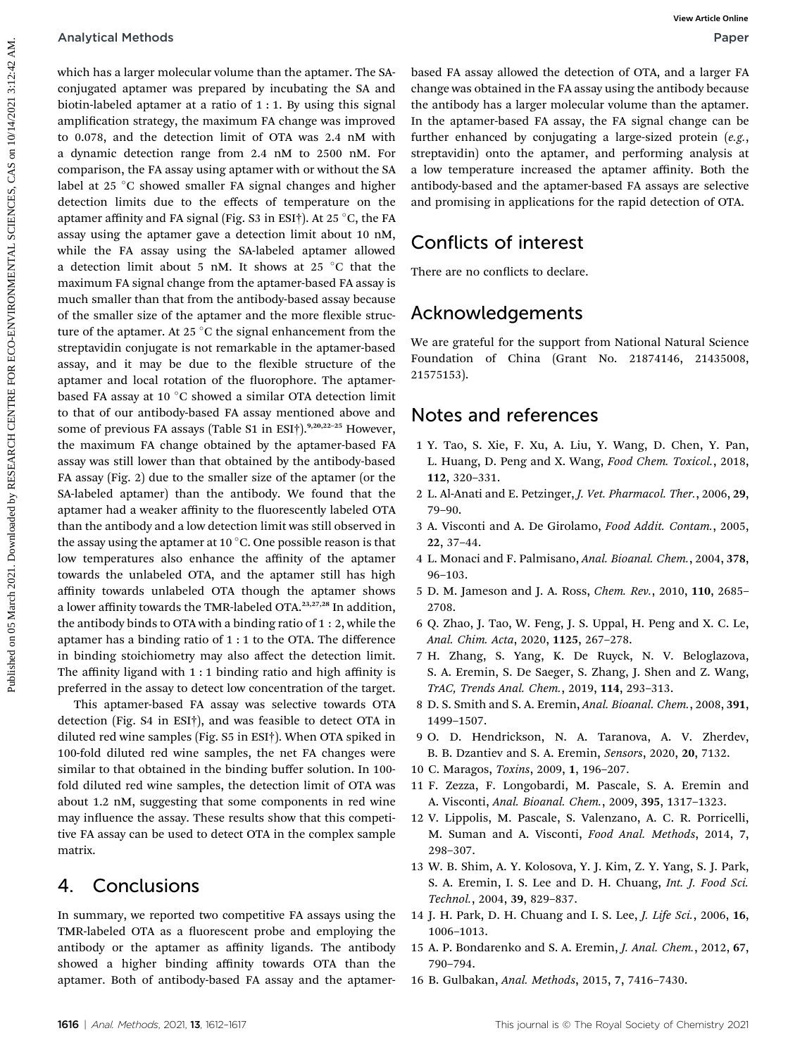which has a larger molecular volume than the aptamer. The SA-conjugated aptamer was prepared by incubating the SA and biotin-labeled aptamer at a ratio of 1 : 1. By using this signal amplification strategy, the maximum FA change was improved to 0.078, and the detection limit of OTA was 2.4 nM with a dynamic detection range from 2.4 nM to 2500 nM. For comparison, the FA assay using aptamer with or without the SA label at 25 °C showed smaller FA signal changes and higher detection limits due to the effects of temperature on the aptamer affinity and FA signal (Fig. S3 in ESI†). At 25 °C, the FA assay using the aptamer gave a detection limit about 10 nM, while the FA assay using the SA-labeled aptamer allowed a detection limit about 5 nM. It shows at 25 °C that the maximum FA signal change from the aptamer-based FA assay is much smaller than that from the antibody-based assay because of the smaller size of the aptamer and the more flexible structure of the aptamer. At 25 °C the signal enhancement from the streptavidin conjugate is not remarkable in the aptamer-based assay, and it may be due to the flexible structure of the aptamer and local rotation of the fluorophore. The aptamer-based FA assay at 10 °C showed a similar OTA detection limit to that of our antibody-based FA assay mentioned above and some of previous FA assays (Table S1 in ESI†).[9,20,22–25] However, the maximum FA change obtained by the aptamer-based FA assay was still lower than that obtained by the antibody-based FA assay (Fig. 2) due to the smaller size of the aptamer (or the SA-labeled aptamer) than the antibody. We found that the aptamer had a weaker affinity to the fluorescently labeled OTA than the antibody and a low detection limit was still observed in the assay using the aptamer at 10 °C. One possible reason is that low temperatures also enhance the affinity of the aptamer towards the unlabeled OTA, and the aptamer still has high affinity towards unlabeled OTA though the aptamer shows a lower affinity towards the TMR-labeled OTA.[23,27,28] In addition, the antibody binds to OTA with a binding ratio of 1 : 2, while the aptamer has a binding ratio of 1 : 1 to the OTA. The difference in binding stoichiometry may also affect the detection limit. The affinity ligand with 1 : 1 binding ratio and high affinity is preferred in the assay to detect low concentration of the target.

This aptamer-based FA assay was selective towards OTA detection (Fig. S4 in ESI†), and was feasible to detect OTA in diluted red wine samples (Fig. S5 in ESI†). When OTA spiked in 100-fold diluted red wine samples, the net FA changes were similar to that obtained in the binding buffer solution. In 100-fold diluted red wine samples, the detection limit of OTA was about 1.2 nM, suggesting that some components in red wine may influence the assay. These results show that this competitive FA assay can be used to detect OTA in the complex sample matrix.

## 4. Conclusions

In summary, we reported two competitive FA assays using the TMR-labeled OTA as a fluorescent probe and employing the antibody or the aptamer as affinity ligands. The antibody showed a higher binding affinity towards OTA than the aptamer. Both of antibody-based FA assay and the aptamer-based FA assay allowed the detection of OTA, and a larger FA change was obtained in the FA assay using the antibody because the antibody has a larger molecular volume than the aptamer. In the aptamer-based FA assay, the FA signal change can be further enhanced by conjugating a large-sized protein (*e.g.*, streptavidin) onto the aptamer, and performing analysis at a low temperature increased the aptamer affinity. Both the antibody-based and the aptamer-based FA assays are selective and promising in applications for the rapid detection of OTA.

## Conflicts of interest

There are no conflicts to declare.

## Acknowledgements

We are grateful for the support from National Natural Science Foundation of China (Grant No. 21874146, 21435008, 21575153).

## Notes and references

1. Y. Tao, S. Xie, F. Xu, A. Liu, Y. Wang, D. Chen, Y. Pan, L. Huang, D. Peng and X. Wang, *Food Chem. Toxicol.*, 2018, **112**, 320–331.
2. L. Al-Anati and E. Petzinger, *J. Vet. Pharmacol. Ther.*, 2006, **29**, 79–90.
3. A. Visconti and A. De Girolamo, *Food Addit. Contam.*, 2005, **22**, 37–44.
4. L. Monaci and F. Palmisano, *Anal. Bioanal. Chem.*, 2004, **378**, 96–103.
5. D. M. Jameson and J. A. Ross, *Chem. Rev.*, 2010, **110**, 2685–2708.
6. Q. Zhao, J. Tao, W. Feng, J. S. Uppal, H. Peng and X. C. Le, *Anal. Chim. Acta*, 2020, **1125**, 267–278.
7. H. Zhang, S. Yang, K. De Ruyck, N. V. Beloglazova, S. A. Eremin, S. De Saeger, S. Zhang, J. Shen and Z. Wang, *TrAC, Trends Anal. Chem.*, 2019, **114**, 293–313.
8. D. S. Smith and S. A. Eremin, *Anal. Bioanal. Chem.*, 2008, **391**, 1499–1507.
9. O. D. Hendrickson, N. A. Taranova, A. V. Zherdev, B. B. Dzantiev and S. A. Eremin, *Sensors*, 2020, **20**, 7132.
10. C. Maragos, *Toxins*, 2009, **1**, 196–207.
11. F. Zezza, F. Longobardi, M. Pascale, S. A. Eremin and A. Visconti, *Anal. Bioanal. Chem.*, 2009, **395**, 1317–1323.
12. V. Lippolis, M. Pascale, S. Valenzano, A. C. R. Porricelli, M. Suman and A. Visconti, *Food Anal. Methods*, 2014, **7**, 298–307.
13. W. B. Shim, A. Y. Kolosova, Y. J. Kim, Z. Y. Yang, S. J. Park, S. A. Eremin, I. S. Lee and D. H. Chuang, *Int. J. Food Sci. Technol.*, 2004, **39**, 829–837.
14. J. H. Park, D. H. Chuang and I. S. Lee, *J. Life Sci.*, 2006, **16**, 1006–1013.
15. A. P. Bondarenko and S. A. Eremin, *J. Anal. Chem.*, 2012, **67**, 790–794.
16. B. Gulbakan, *Anal. Methods*, 2015, **7**, 7416–7430.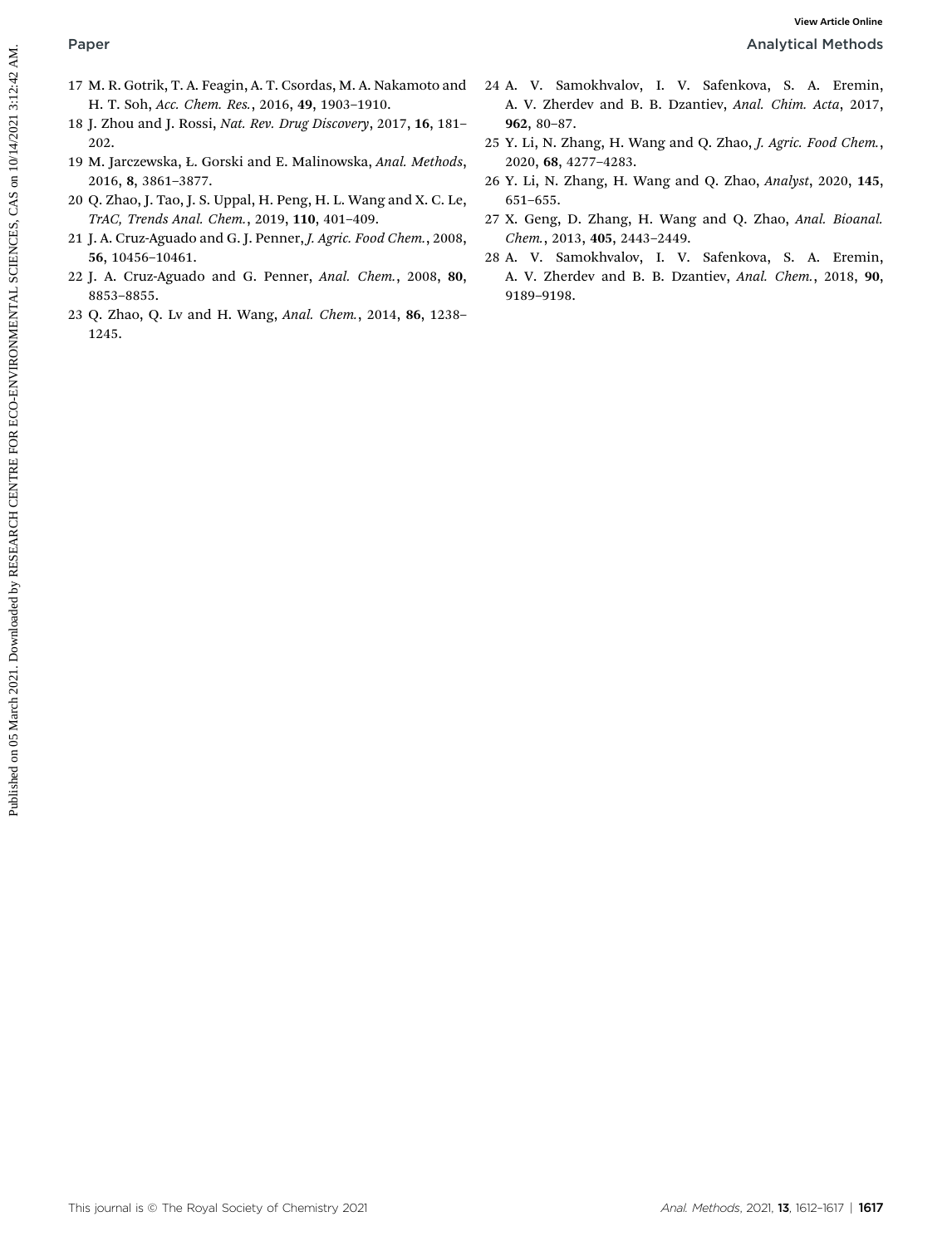17 M. R. Gotrik, T. A. Feagin, A. T. Csordas, M. A. Nakamoto and H. T. Soh, *Acc. Chem. Res.*, 2016, **49**, 1903–1910.

18 J. Zhou and J. Rossi, *Nat. Rev. Drug Discovery*, 2017, **16**, 181–202.

19 M. Jarczewska, Ł. Gorski and E. Malinowska, *Anal. Methods*, 2016, **8**, 3861–3877.

20 Q. Zhao, J. Tao, J. S. Uppal, H. Peng, H. L. Wang and X. C. Le, *TrAC, Trends Anal. Chem.*, 2019, **110**, 401–409.

21 J. A. Cruz-Aguado and G. J. Penner, *J. Agric. Food Chem.*, 2008, **56**, 10456–10461.

22 J. A. Cruz-Aguado and G. Penner, *Anal. Chem.*, 2008, **80**, 8853–8855.

23 Q. Zhao, Q. Lv and H. Wang, *Anal. Chem.*, 2014, **86**, 1238–1245.

24 A. V. Samokhvalov, I. V. Safenkova, S. A. Eremin, A. V. Zherdev and B. B. Dzantiev, *Anal. Chim. Acta*, 2017, **962**, 80–87.

25 Y. Li, N. Zhang, H. Wang and Q. Zhao, *J. Agric. Food Chem.*, 2020, **68**, 4277–4283.

26 Y. Li, N. Zhang, H. Wang and Q. Zhao, *Analyst*, 2020, **145**, 651–655.

27 X. Geng, D. Zhang, H. Wang and Q. Zhao, *Anal. Bioanal. Chem.*, 2013, **405**, 2443–2449.

28 A. V. Samokhvalov, I. V. Safenkova, S. A. Eremin, A. V. Zherdev and B. B. Dzantiev, *Anal. Chem.*, 2018, **90**, 9189–9198.